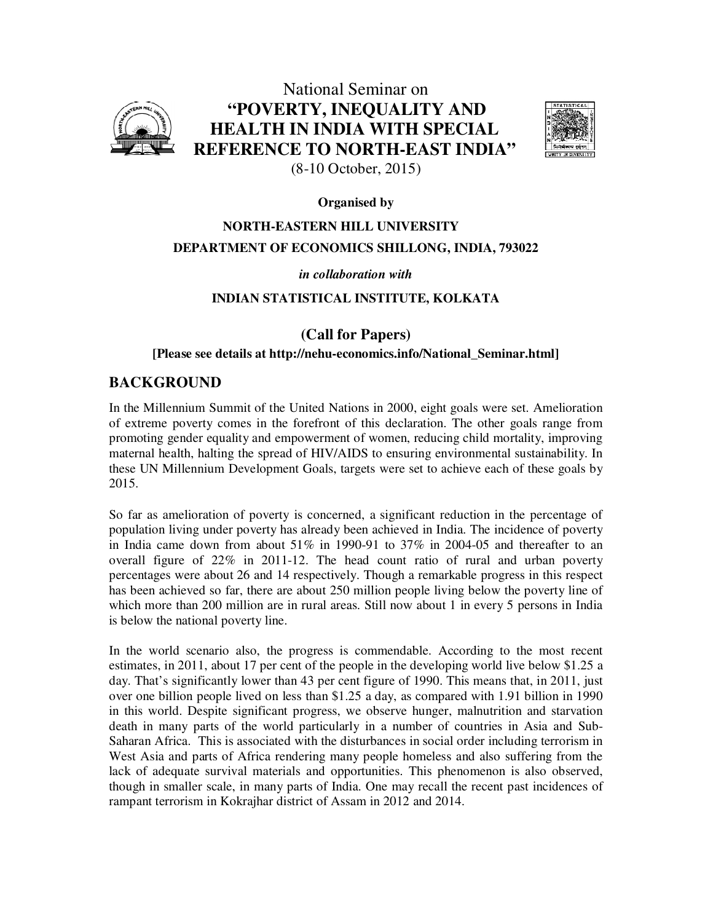# National Seminar on
# "POVERTY, INEQUALITY AND HEALTH IN INDIA WITH SPECIAL REFERENCE TO NORTH-EAST INDIA"

(8-10 October, 2015)

**Organised by**

**NORTH-EASTERN HILL UNIVERSITY**

**DEPARTMENT OF ECONOMICS SHILLONG, INDIA, 793022**

***in collaboration with***

**INDIAN STATISTICAL INSTITUTE, KOLKATA**

## (Call for Papers)

**[Please see details at http://nehu-economics.info/National_Seminar.html]**

## BACKGROUND

In the Millennium Summit of the United Nations in 2000, eight goals were set. Amelioration of extreme poverty comes in the forefront of this declaration. The other goals range from promoting gender equality and empowerment of women, reducing child mortality, improving maternal health, halting the spread of HIV/AIDS to ensuring environmental sustainability. In these UN Millennium Development Goals, targets were set to achieve each of these goals by 2015.

So far as amelioration of poverty is concerned, a significant reduction in the percentage of population living under poverty has already been achieved in India. The incidence of poverty in India came down from about 51% in 1990-91 to 37% in 2004-05 and thereafter to an overall figure of 22% in 2011-12. The head count ratio of rural and urban poverty percentages were about 26 and 14 respectively. Though a remarkable progress in this respect has been achieved so far, there are about 250 million people living below the poverty line of which more than 200 million are in rural areas. Still now about 1 in every 5 persons in India is below the national poverty line.

In the world scenario also, the progress is commendable. According to the most recent estimates, in 2011, about 17 per cent of the people in the developing world live below $1.25 a day. That's significantly lower than 43 per cent figure of 1990. This means that, in 2011, just over one billion people lived on less than $1.25 a day, as compared with 1.91 billion in 1990 in this world. Despite significant progress, we observe hunger, malnutrition and starvation death in many parts of the world particularly in a number of countries in Asia and Sub-Saharan Africa. This is associated with the disturbances in social order including terrorism in West Asia and parts of Africa rendering many people homeless and also suffering from the lack of adequate survival materials and opportunities. This phenomenon is also observed, though in smaller scale, in many parts of India. One may recall the recent past incidences of rampant terrorism in Kokrajhar district of Assam in 2012 and 2014.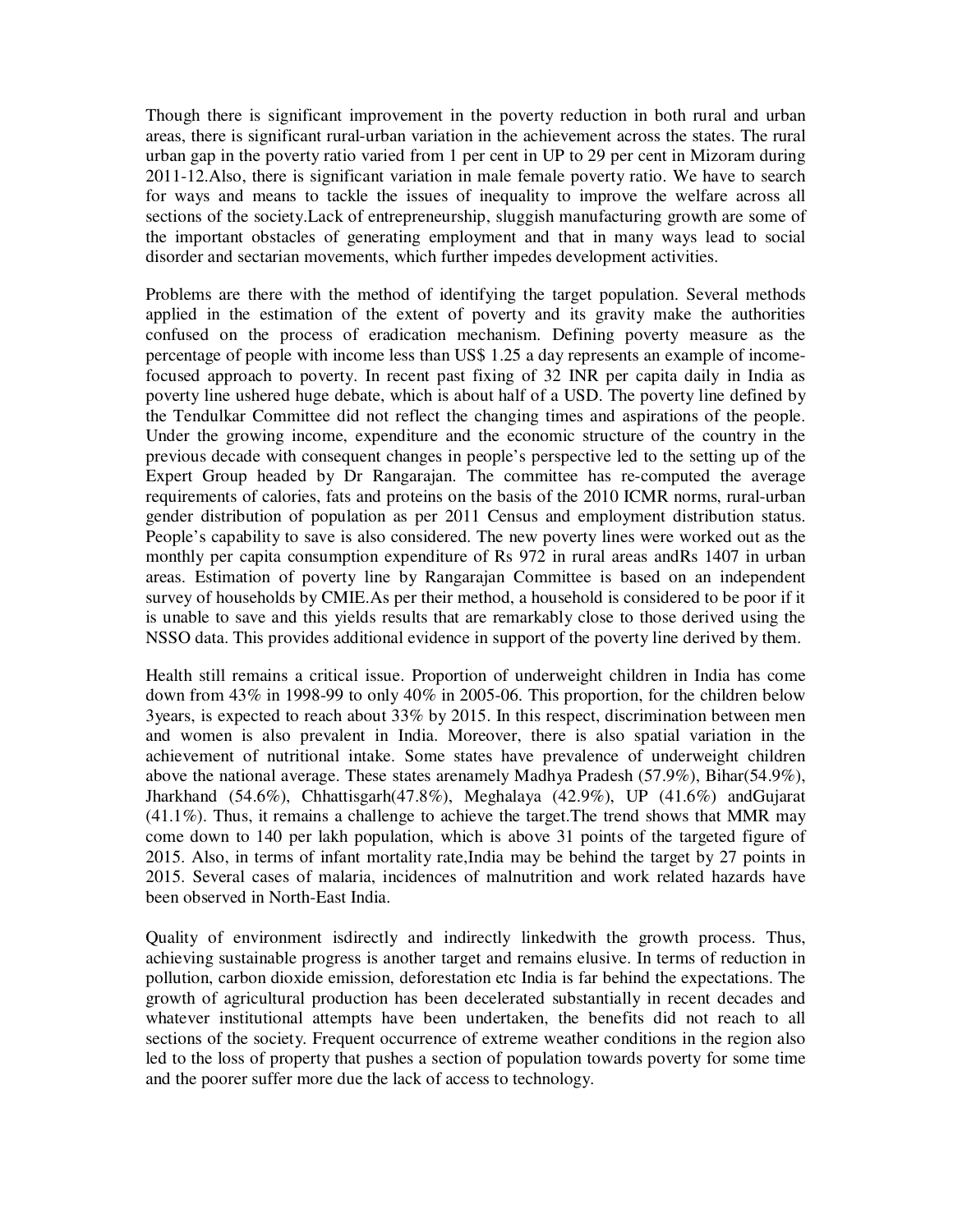Though there is significant improvement in the poverty reduction in both rural and urban areas, there is significant rural-urban variation in the achievement across the states. The rural urban gap in the poverty ratio varied from 1 per cent in UP to 29 per cent in Mizoram during 2011-12.Also, there is significant variation in male female poverty ratio. We have to search for ways and means to tackle the issues of inequality to improve the welfare across all sections of the society.Lack of entrepreneurship, sluggish manufacturing growth are some of the important obstacles of generating employment and that in many ways lead to social disorder and sectarian movements, which further impedes development activities.

Problems are there with the method of identifying the target population. Several methods applied in the estimation of the extent of poverty and its gravity make the authorities confused on the process of eradication mechanism. Defining poverty measure as the percentage of people with income less than US$ 1.25 a day represents an example of income-focused approach to poverty. In recent past fixing of 32 INR per capita daily in India as poverty line ushered huge debate, which is about half of a USD. The poverty line defined by the Tendulkar Committee did not reflect the changing times and aspirations of the people. Under the growing income, expenditure and the economic structure of the country in the previous decade with consequent changes in people's perspective led to the setting up of the Expert Group headed by Dr Rangarajan. The committee has re-computed the average requirements of calories, fats and proteins on the basis of the 2010 ICMR norms, rural-urban gender distribution of population as per 2011 Census and employment distribution status. People's capability to save is also considered. The new poverty lines were worked out as the monthly per capita consumption expenditure of Rs 972 in rural areas andRs 1407 in urban areas. Estimation of poverty line by Rangarajan Committee is based on an independent survey of households by CMIE.As per their method, a household is considered to be poor if it is unable to save and this yields results that are remarkably close to those derived using the NSSO data. This provides additional evidence in support of the poverty line derived by them.

Health still remains a critical issue. Proportion of underweight children in India has come down from 43% in 1998-99 to only 40% in 2005-06. This proportion, for the children below 3years, is expected to reach about 33% by 2015. In this respect, discrimination between men and women is also prevalent in India. Moreover, there is also spatial variation in the achievement of nutritional intake. Some states have prevalence of underweight children above the national average. These states arenamely Madhya Pradesh (57.9%), Bihar(54.9%), Jharkhand (54.6%), Chhattisgarh(47.8%), Meghalaya (42.9%), UP (41.6%) andGujarat (41.1%). Thus, it remains a challenge to achieve the target.The trend shows that MMR may come down to 140 per lakh population, which is above 31 points of the targeted figure of 2015. Also, in terms of infant mortality rate,India may be behind the target by 27 points in 2015. Several cases of malaria, incidences of malnutrition and work related hazards have been observed in North-East India.

Quality of environment isdirectly and indirectly linkedwith the growth process. Thus, achieving sustainable progress is another target and remains elusive. In terms of reduction in pollution, carbon dioxide emission, deforestation etc India is far behind the expectations. The growth of agricultural production has been decelerated substantially in recent decades and whatever institutional attempts have been undertaken, the benefits did not reach to all sections of the society. Frequent occurrence of extreme weather conditions in the region also led to the loss of property that pushes a section of population towards poverty for some time and the poorer suffer more due the lack of access to technology.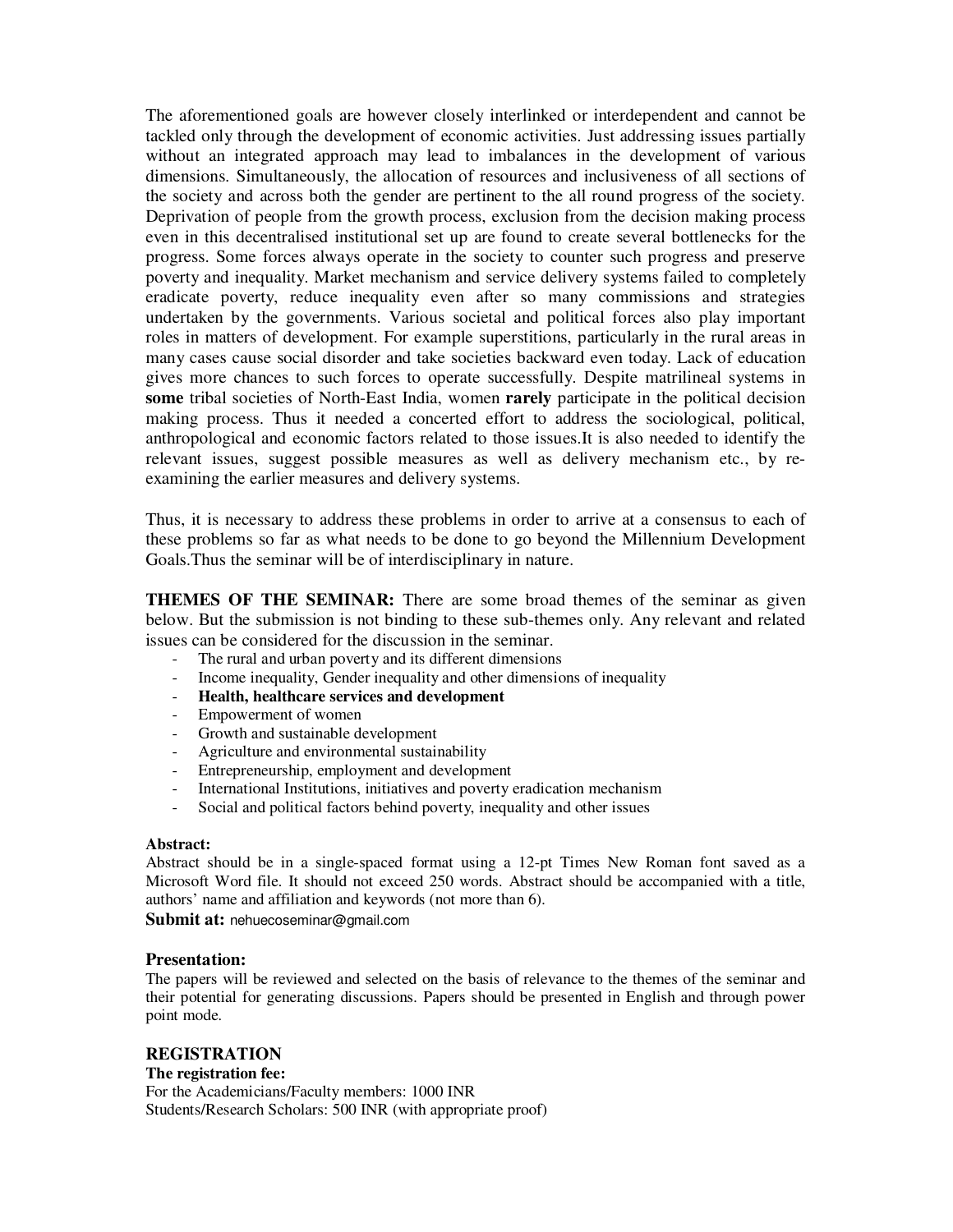The aforementioned goals are however closely interlinked or interdependent and cannot be tackled only through the development of economic activities. Just addressing issues partially without an integrated approach may lead to imbalances in the development of various dimensions. Simultaneously, the allocation of resources and inclusiveness of all sections of the society and across both the gender are pertinent to the all round progress of the society. Deprivation of people from the growth process, exclusion from the decision making process even in this decentralised institutional set up are found to create several bottlenecks for the progress. Some forces always operate in the society to counter such progress and preserve poverty and inequality. Market mechanism and service delivery systems failed to completely eradicate poverty, reduce inequality even after so many commissions and strategies undertaken by the governments. Various societal and political forces also play important roles in matters of development. For example superstitions, particularly in the rural areas in many cases cause social disorder and take societies backward even today. Lack of education gives more chances to such forces to operate successfully. Despite matrilineal systems in **some** tribal societies of North-East India, women **rarely** participate in the political decision making process. Thus it needed a concerted effort to address the sociological, political, anthropological and economic factors related to those issues.It is also needed to identify the relevant issues, suggest possible measures as well as delivery mechanism etc., by re-examining the earlier measures and delivery systems.

Thus, it is necessary to address these problems in order to arrive at a consensus to each of these problems so far as what needs to be done to go beyond the Millennium Development Goals.Thus the seminar will be of interdisciplinary in nature.

**THEMES OF THE SEMINAR:** There are some broad themes of the seminar as given below. But the submission is not binding to these sub-themes only. Any relevant and related issues can be considered for the discussion in the seminar.

- The rural and urban poverty and its different dimensions
- Income inequality, Gender inequality and other dimensions of inequality
- **Health, healthcare services and development**
- Empowerment of women
- Growth and sustainable development
- Agriculture and environmental sustainability
- Entrepreneurship, employment and development
- International Institutions, initiatives and poverty eradication mechanism
- Social and political factors behind poverty, inequality and other issues

**Abstract:**
Abstract should be in a single-spaced format using a 12-pt Times New Roman font saved as a Microsoft Word file. It should not exceed 250 words. Abstract should be accompanied with a title, authors' name and affiliation and keywords (not more than 6).

**Submit at:** nehuecoseminar@gmail.com

**Presentation:**
The papers will be reviewed and selected on the basis of relevance to the themes of the seminar and their potential for generating discussions. Papers should be presented in English and through power point mode.

## REGISTRATION

**The registration fee:**
For the Academicians/Faculty members: 1000 INR
Students/Research Scholars: 500 INR (with appropriate proof)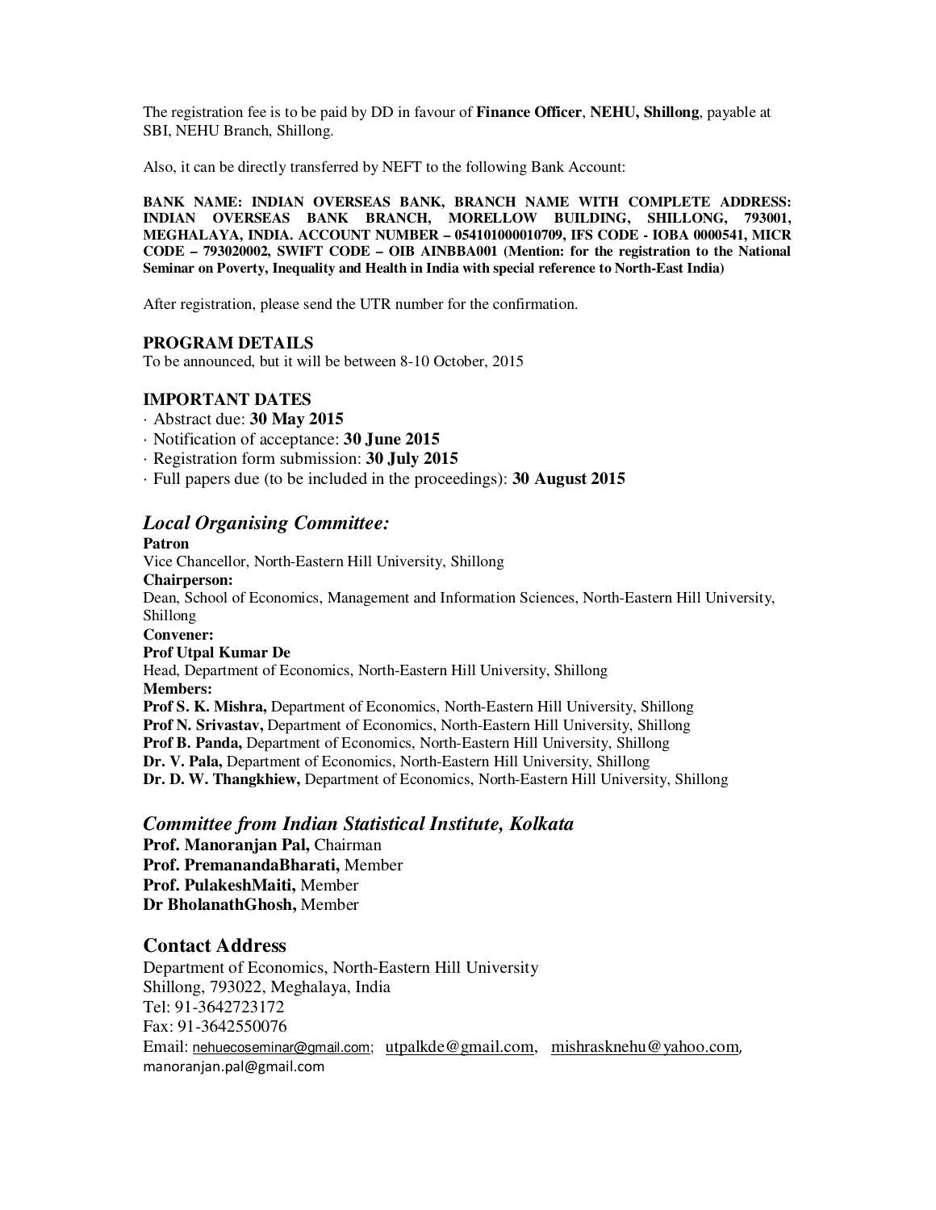The registration fee is to be paid by DD in favour of **Finance Officer**, **NEHU, Shillong**, payable at SBI, NEHU Branch, Shillong.

Also, it can be directly transferred by NEFT to the following Bank Account:

**BANK NAME: INDIAN OVERSEAS BANK, BRANCH NAME WITH COMPLETE ADDRESS: INDIAN OVERSEAS BANK BRANCH, MORELLOW BUILDING, SHILLONG, 793001, MEGHALAYA, INDIA. ACCOUNT NUMBER – 054101000010709, IFS CODE - IOBA 0000541, MICR CODE – 793020002, SWIFT CODE – OIB AINBBA001 (Mention: for the registration to the National Seminar on Poverty, Inequality and Health in India with special reference to North-East India)**

After registration, please send the UTR number for the confirmation.

### PROGRAM DETAILS

To be announced, but it will be between 8-10 October, 2015

### IMPORTANT DATES

- Abstract due: **30 May 2015**
- Notification of acceptance: **30 June 2015**
- Registration form submission: **30 July 2015**
- Full papers due (to be included in the proceedings): **30 August 2015**

## *Local Organising Committee:*

**Patron**
Vice Chancellor, North-Eastern Hill University, Shillong

**Chairperson:**
Dean, School of Economics, Management and Information Sciences, North-Eastern Hill University, Shillong

**Convener:**
**Prof Utpal Kumar De**
Head, Department of Economics, North-Eastern Hill University, Shillong

**Members:**
**Prof S. K. Mishra,** Department of Economics, North-Eastern Hill University, Shillong
**Prof N. Srivastav,** Department of Economics, North-Eastern Hill University, Shillong
**Prof B. Panda,** Department of Economics, North-Eastern Hill University, Shillong
**Dr. V. Pala,** Department of Economics, North-Eastern Hill University, Shillong
**Dr. D. W. Thangkhiew,** Department of Economics, North-Eastern Hill University, Shillong

## *Committee from Indian Statistical Institute, Kolkata*

**Prof. Manoranjan Pal,** Chairman
**Prof. PremanandaBharati,** Member
**Prof. PulakeshMaiti,** Member
**Dr BholanathGhosh,** Member

## Contact Address

Department of Economics, North-Eastern Hill University
Shillong, 793022, Meghalaya, India
Tel: 91-3642723172
Fax: 91-3642550076
Email: nehuecoseminar@gmail.com; utpalkde@gmail.com, mishrasknehu@yahoo.com, manoranjan.pal@gmail.com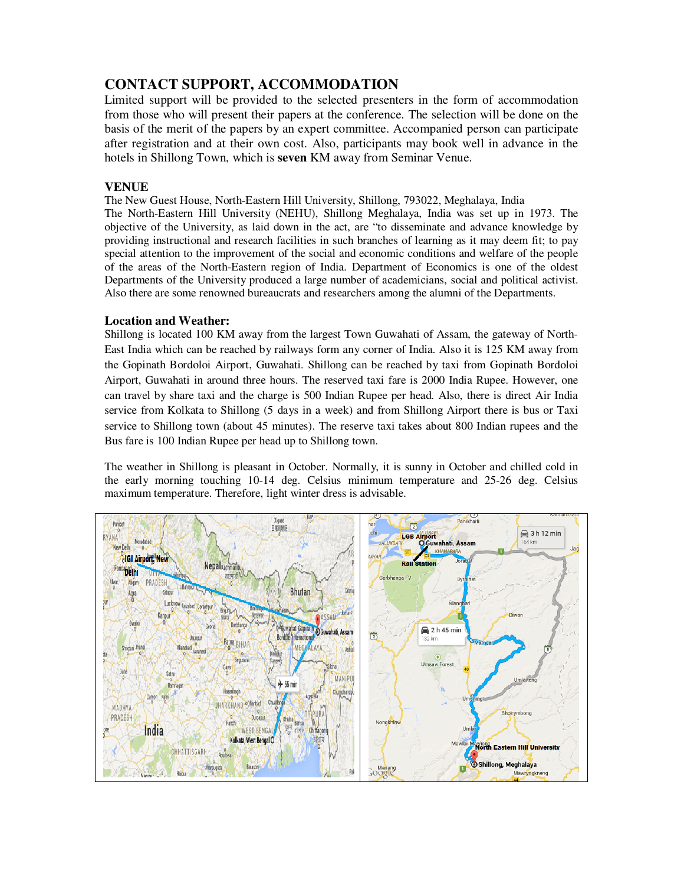## CONTACT SUPPORT, ACCOMMODATION

Limited support will be provided to the selected presenters in the form of accommodation from those who will present their papers at the conference. The selection will be done on the basis of the merit of the papers by an expert committee. Accompanied person can participate after registration and at their own cost. Also, participants may book well in advance in the hotels in Shillong Town, which is **seven** KM away from Seminar Venue.

### VENUE

The New Guest House, North-Eastern Hill University, Shillong, 793022, Meghalaya, India

The North-Eastern Hill University (NEHU), Shillong Meghalaya, India was set up in 1973. The objective of the University, as laid down in the act, are "to disseminate and advance knowledge by providing instructional and research facilities in such branches of learning as it may deem fit; to pay special attention to the improvement of the social and economic conditions and welfare of the people of the areas of the North-Eastern region of India. Department of Economics is one of the oldest Departments of the University produced a large number of academicians, social and political activist. Also there are some renowned bureaucrats and researchers among the alumni of the Departments.

### Location and Weather:

Shillong is located 100 KM away from the largest Town Guwahati of Assam, the gateway of North-East India which can be reached by railways form any corner of India. Also it is 125 KM away from the Gopinath Bordoloi Airport, Guwahati. Shillong can be reached by taxi from Gopinath Bordoloi Airport, Guwahati in around three hours. The reserved taxi fare is 2000 India Rupee. However, one can travel by share taxi and the charge is 500 Indian Rupee per head. Also, there is direct Air India service from Kolkata to Shillong (5 days in a week) and from Shillong Airport there is bus or Taxi service to Shillong town (about 45 minutes). The reserve taxi takes about 800 Indian rupees and the Bus fare is 100 Indian Rupee per head up to Shillong town.

The weather in Shillong is pleasant in October. Normally, it is sunny in October and chilled cold in the early morning touching 10-14 deg. Celsius minimum temperature and 25-26 deg. Celsius maximum temperature. Therefore, light winter dress is advisable.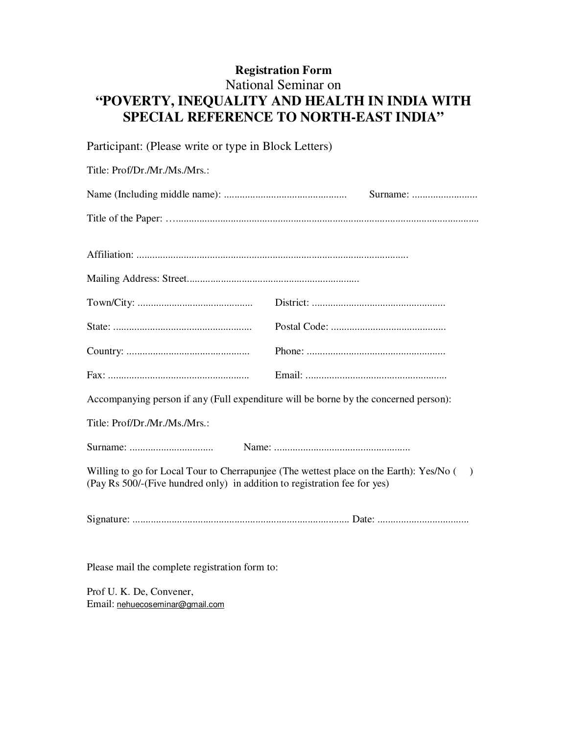**Registration Form**

National Seminar on

# "POVERTY, INEQUALITY AND HEALTH IN INDIA WITH SPECIAL REFERENCE TO NORTH-EAST INDIA"

Participant: (Please write or type in Block Letters)

Title: Prof/Dr./Mr./Ms./Mrs.:

Name (Including middle name): ............................................... Surname: .........................

Title of the Paper: …....................................................................................................................

Affiliation: .......................................................................................................

Mailing Address: Street..................................................................

Town/City: ............................................ District: ...................................................

State: ..................................................... Postal Code: ............................................

Country: ............................................... Phone: .....................................................

Fax: ...................................................... Email: ......................................................

Accompanying person if any (Full expenditure will be borne by the concerned person):

Title: Prof/Dr./Mr./Ms./Mrs.:

Surname: ................................ Name: ....................................................

Willing to go for Local Tour to Cherrapunjee (The wettest place on the Earth): Yes/No ( )
(Pay Rs 500/-(Five hundred only) in addition to registration fee for yes)

Signature: .................................................................................... Date: ...................................

Please mail the complete registration form to:

Prof U. K. De, Convener,
Email: nehuecoseminar@gmail.com